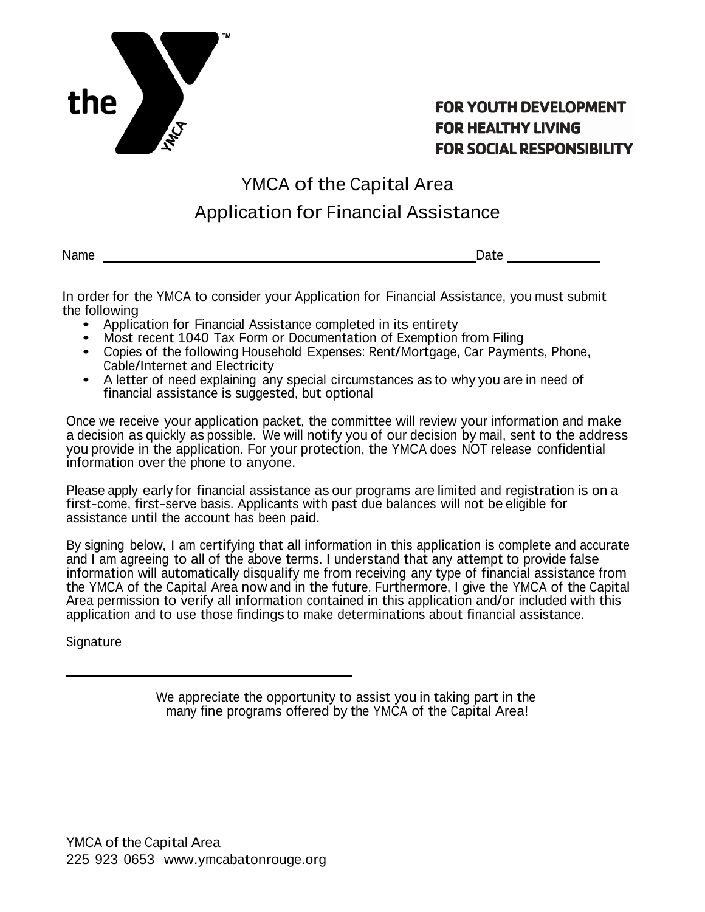the Y

**FOR YOUTH DEVELOPMENT**
**FOR HEALTHY LIVING**
**FOR SOCIAL RESPONSIBILITY**

# YMCA of the Capital Area
## Application for Financial Assistance

Name \_\_\_\_\_\_\_\_\_\_\_\_\_\_\_\_\_\_\_\_\_\_\_\_\_\_\_\_\_\_\_\_\_\_\_\_\_\_\_\_\_\_\_\_\_\_\_\_\_\_ Date \_\_\_\_\_\_\_\_\_\_\_\_

In order for the YMCA to consider your Application for Financial Assistance, you must submit the following

- Application for Financial Assistance completed in its entirety
- Most recent 1040 Tax Form or Documentation of Exemption from Filing
- Copies of the following Household Expenses: Rent/Mortgage, Car Payments, Phone, Cable/Internet and Electricity
- A letter of need explaining any special circumstances as to why you are in need of financial assistance is suggested, but optional

Once we receive your application packet, the committee will review your information and make a decision as quickly as possible. We will notify you of our decision by mail, sent to the address you provide in the application. For your protection, the YMCA does NOT release confidential information over the phone to anyone.

Please apply early for financial assistance as our programs are limited and registration is on a first-come, first-serve basis. Applicants with past due balances will not be eligible for assistance until the account has been paid.

By signing below, I am certifying that all information in this application is complete and accurate and I am agreeing to all of the above terms. I understand that any attempt to provide false information will automatically disqualify me from receiving any type of financial assistance from the YMCA of the Capital Area now and in the future. Furthermore, I give the YMCA of the Capital Area permission to verify all information contained in this application and/or included with this application and to use those findings to make determinations about financial assistance.

Signature

\_\_\_\_\_\_\_\_\_\_\_\_\_\_\_\_\_\_\_\_\_\_\_\_\_\_\_\_\_\_\_\_\_\_\_\_\_\_\_\_

We appreciate the opportunity to assist you in taking part in the many fine programs offered by the YMCA of the Capital Area!

YMCA of the Capital Area
225 923 0653 www.ymcabatonrouge.org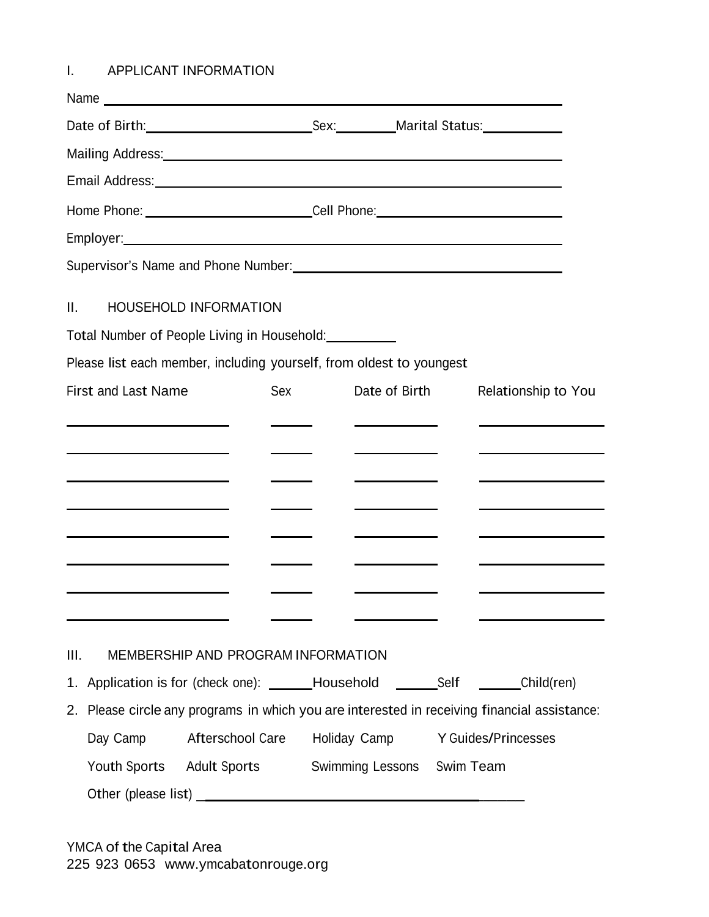## I. APPLICANT INFORMATION

Name ______________________________

Date of Birth: ____________ Sex: ______ Marital Status: ______

Mailing Address: ______________________________

Email Address: ______________________________

Home Phone: ____________ Cell Phone: ____________

Employer: ______________________________

Supervisor's Name and Phone Number: ______________________________

## II. HOUSEHOLD INFORMATION

Total Number of People Living in Household: ______

Please list each member, including yourself, from oldest to youngest

| First and Last Name | Sex | Date of Birth | Relationship to You |
|---|---|---|---|
| | | | |
| | | | |
| | | | |
| | | | |
| | | | |
| | | | |
| | | | |
| | | | |

## III. MEMBERSHIP AND PROGRAM INFORMATION

1. Application is for (check one): ______ Household ______ Self ______ Child(ren)
2. Please circle any programs in which you are interested in receiving financial assistance:

   Day Camp    Afterschool Care    Holiday Camp    Y Guides/Princesses

   Youth Sports    Adult Sports    Swimming Lessons    Swim Team

   Other (please list) ______________________________

YMCA of the Capital Area
225 923 0653 www.ymcabatonrouge.org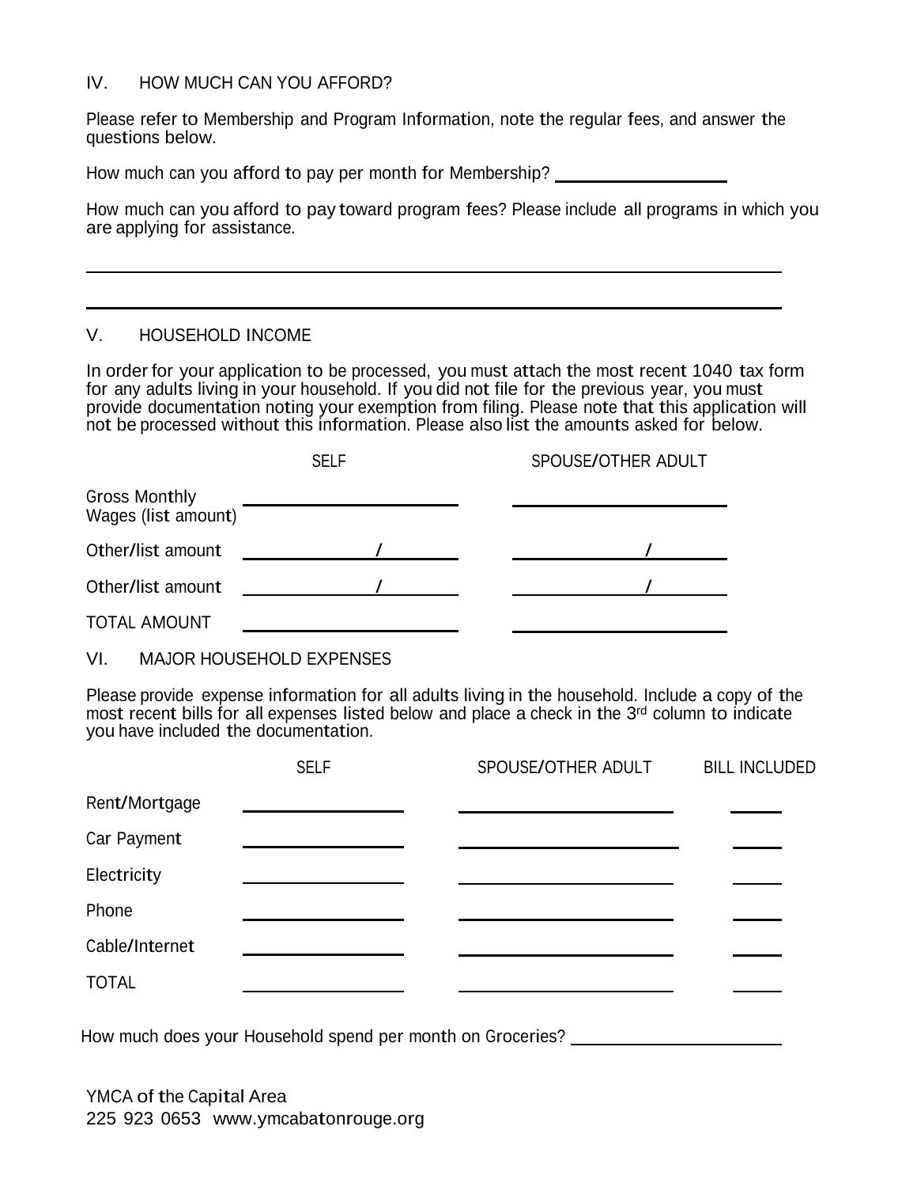## IV. HOW MUCH CAN YOU AFFORD?

Please refer to Membership and Program Information, note the regular fees, and answer the questions below.

How much can you afford to pay per month for Membership? ____________________

How much can you afford to pay toward program fees? Please include all programs in which you are applying for assistance.

______________________________________________________________________________

______________________________________________________________________________

## V. HOUSEHOLD INCOME

In order for your application to be processed, you must attach the most recent 1040 tax form for any adults living in your household. If you did not file for the previous year, you must provide documentation noting your exemption from filing. Please note that this application will not be processed without this information. Please also list the amounts asked for below.

| | SELF | SPOUSE/OTHER ADULT |
|---|---|---|
| Gross Monthly Wages (list amount) | | |
| Other/list amount | / | / |
| Other/list amount | / | / |
| TOTAL AMOUNT | | |

## VI. MAJOR HOUSEHOLD EXPENSES

Please provide expense information for all adults living in the household. Include a copy of the most recent bills for all expenses listed below and place a check in the 3rd column to indicate you have included the documentation.

| | SELF | SPOUSE/OTHER ADULT | BILL INCLUDED |
|---|---|---|---|
| Rent/Mortgage | | | |
| Car Payment | | | |
| Electricity | | | |
| Phone | | | |
| Cable/Internet | | | |
| TOTAL | | | |

How much does your Household spend per month on Groceries? ________________________

YMCA of the Capital Area
225 923 0653 www.ymcabatonrouge.org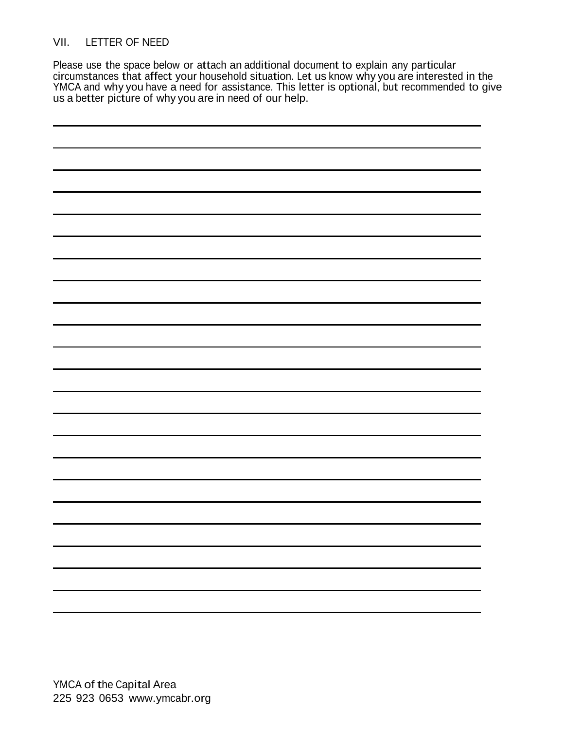## VII. LETTER OF NEED

Please use the space below or attach an additional document to explain any particular circumstances that affect your household situation. Let us know why you are interested in the YMCA and why you have a need for assistance. This letter is optional, but recommended to give us a better picture of why you are in need of our help.

\_\_\_\_\_\_\_\_\_\_\_\_\_\_\_\_\_\_\_\_\_\_\_\_\_\_\_\_\_\_\_\_\_\_\_\_\_\_\_\_\_\_\_\_\_\_\_\_\_\_\_\_\_\_\_\_\_\_\_\_\_\_\_\_\_\_\_\_\_\_\_\_

\_\_\_\_\_\_\_\_\_\_\_\_\_\_\_\_\_\_\_\_\_\_\_\_\_\_\_\_\_\_\_\_\_\_\_\_\_\_\_\_\_\_\_\_\_\_\_\_\_\_\_\_\_\_\_\_\_\_\_\_\_\_\_\_\_\_\_\_\_\_\_\_

\_\_\_\_\_\_\_\_\_\_\_\_\_\_\_\_\_\_\_\_\_\_\_\_\_\_\_\_\_\_\_\_\_\_\_\_\_\_\_\_\_\_\_\_\_\_\_\_\_\_\_\_\_\_\_\_\_\_\_\_\_\_\_\_\_\_\_\_\_\_\_\_

\_\_\_\_\_\_\_\_\_\_\_\_\_\_\_\_\_\_\_\_\_\_\_\_\_\_\_\_\_\_\_\_\_\_\_\_\_\_\_\_\_\_\_\_\_\_\_\_\_\_\_\_\_\_\_\_\_\_\_\_\_\_\_\_\_\_\_\_\_\_\_\_

\_\_\_\_\_\_\_\_\_\_\_\_\_\_\_\_\_\_\_\_\_\_\_\_\_\_\_\_\_\_\_\_\_\_\_\_\_\_\_\_\_\_\_\_\_\_\_\_\_\_\_\_\_\_\_\_\_\_\_\_\_\_\_\_\_\_\_\_\_\_\_\_

\_\_\_\_\_\_\_\_\_\_\_\_\_\_\_\_\_\_\_\_\_\_\_\_\_\_\_\_\_\_\_\_\_\_\_\_\_\_\_\_\_\_\_\_\_\_\_\_\_\_\_\_\_\_\_\_\_\_\_\_\_\_\_\_\_\_\_\_\_\_\_\_

\_\_\_\_\_\_\_\_\_\_\_\_\_\_\_\_\_\_\_\_\_\_\_\_\_\_\_\_\_\_\_\_\_\_\_\_\_\_\_\_\_\_\_\_\_\_\_\_\_\_\_\_\_\_\_\_\_\_\_\_\_\_\_\_\_\_\_\_\_\_\_\_

\_\_\_\_\_\_\_\_\_\_\_\_\_\_\_\_\_\_\_\_\_\_\_\_\_\_\_\_\_\_\_\_\_\_\_\_\_\_\_\_\_\_\_\_\_\_\_\_\_\_\_\_\_\_\_\_\_\_\_\_\_\_\_\_\_\_\_\_\_\_\_\_

\_\_\_\_\_\_\_\_\_\_\_\_\_\_\_\_\_\_\_\_\_\_\_\_\_\_\_\_\_\_\_\_\_\_\_\_\_\_\_\_\_\_\_\_\_\_\_\_\_\_\_\_\_\_\_\_\_\_\_\_\_\_\_\_\_\_\_\_\_\_\_\_

\_\_\_\_\_\_\_\_\_\_\_\_\_\_\_\_\_\_\_\_\_\_\_\_\_\_\_\_\_\_\_\_\_\_\_\_\_\_\_\_\_\_\_\_\_\_\_\_\_\_\_\_\_\_\_\_\_\_\_\_\_\_\_\_\_\_\_\_\_\_\_\_

\_\_\_\_\_\_\_\_\_\_\_\_\_\_\_\_\_\_\_\_\_\_\_\_\_\_\_\_\_\_\_\_\_\_\_\_\_\_\_\_\_\_\_\_\_\_\_\_\_\_\_\_\_\_\_\_\_\_\_\_\_\_\_\_\_\_\_\_\_\_\_\_

\_\_\_\_\_\_\_\_\_\_\_\_\_\_\_\_\_\_\_\_\_\_\_\_\_\_\_\_\_\_\_\_\_\_\_\_\_\_\_\_\_\_\_\_\_\_\_\_\_\_\_\_\_\_\_\_\_\_\_\_\_\_\_\_\_\_\_\_\_\_\_\_

\_\_\_\_\_\_\_\_\_\_\_\_\_\_\_\_\_\_\_\_\_\_\_\_\_\_\_\_\_\_\_\_\_\_\_\_\_\_\_\_\_\_\_\_\_\_\_\_\_\_\_\_\_\_\_\_\_\_\_\_\_\_\_\_\_\_\_\_\_\_\_\_

\_\_\_\_\_\_\_\_\_\_\_\_\_\_\_\_\_\_\_\_\_\_\_\_\_\_\_\_\_\_\_\_\_\_\_\_\_\_\_\_\_\_\_\_\_\_\_\_\_\_\_\_\_\_\_\_\_\_\_\_\_\_\_\_\_\_\_\_\_\_\_\_

\_\_\_\_\_\_\_\_\_\_\_\_\_\_\_\_\_\_\_\_\_\_\_\_\_\_\_\_\_\_\_\_\_\_\_\_\_\_\_\_\_\_\_\_\_\_\_\_\_\_\_\_\_\_\_\_\_\_\_\_\_\_\_\_\_\_\_\_\_\_\_\_

\_\_\_\_\_\_\_\_\_\_\_\_\_\_\_\_\_\_\_\_\_\_\_\_\_\_\_\_\_\_\_\_\_\_\_\_\_\_\_\_\_\_\_\_\_\_\_\_\_\_\_\_\_\_\_\_\_\_\_\_\_\_\_\_\_\_\_\_\_\_\_\_

\_\_\_\_\_\_\_\_\_\_\_\_\_\_\_\_\_\_\_\_\_\_\_\_\_\_\_\_\_\_\_\_\_\_\_\_\_\_\_\_\_\_\_\_\_\_\_\_\_\_\_\_\_\_\_\_\_\_\_\_\_\_\_\_\_\_\_\_\_\_\_\_

\_\_\_\_\_\_\_\_\_\_\_\_\_\_\_\_\_\_\_\_\_\_\_\_\_\_\_\_\_\_\_\_\_\_\_\_\_\_\_\_\_\_\_\_\_\_\_\_\_\_\_\_\_\_\_\_\_\_\_\_\_\_\_\_\_\_\_\_\_\_\_\_

\_\_\_\_\_\_\_\_\_\_\_\_\_\_\_\_\_\_\_\_\_\_\_\_\_\_\_\_\_\_\_\_\_\_\_\_\_\_\_\_\_\_\_\_\_\_\_\_\_\_\_\_\_\_\_\_\_\_\_\_\_\_\_\_\_\_\_\_\_\_\_\_

\_\_\_\_\_\_\_\_\_\_\_\_\_\_\_\_\_\_\_\_\_\_\_\_\_\_\_\_\_\_\_\_\_\_\_\_\_\_\_\_\_\_\_\_\_\_\_\_\_\_\_\_\_\_\_\_\_\_\_\_\_\_\_\_\_\_\_\_\_\_\_\_

\_\_\_\_\_\_\_\_\_\_\_\_\_\_\_\_\_\_\_\_\_\_\_\_\_\_\_\_\_\_\_\_\_\_\_\_\_\_\_\_\_\_\_\_\_\_\_\_\_\_\_\_\_\_\_\_\_\_\_\_\_\_\_\_\_\_\_\_\_\_\_\_

\_\_\_\_\_\_\_\_\_\_\_\_\_\_\_\_\_\_\_\_\_\_\_\_\_\_\_\_\_\_\_\_\_\_\_\_\_\_\_\_\_\_\_\_\_\_\_\_\_\_\_\_\_\_\_\_\_\_\_\_\_\_\_\_\_\_\_\_\_\_\_\_

\_\_\_\_\_\_\_\_\_\_\_\_\_\_\_\_\_\_\_\_\_\_\_\_\_\_\_\_\_\_\_\_\_\_\_\_\_\_\_\_\_\_\_\_\_\_\_\_\_\_\_\_\_\_\_\_\_\_\_\_\_\_\_\_\_\_\_\_\_\_\_\_

\_\_\_\_\_\_\_\_\_\_\_\_\_\_\_\_\_\_\_\_\_\_\_\_\_\_\_\_\_\_\_\_\_\_\_\_\_\_\_\_\_\_\_\_\_\_\_\_\_\_\_\_\_\_\_\_\_\_\_\_\_\_\_\_\_\_\_\_\_\_\_\_

YMCA of the Capital Area
225 923 0653 www.ymcabr.org